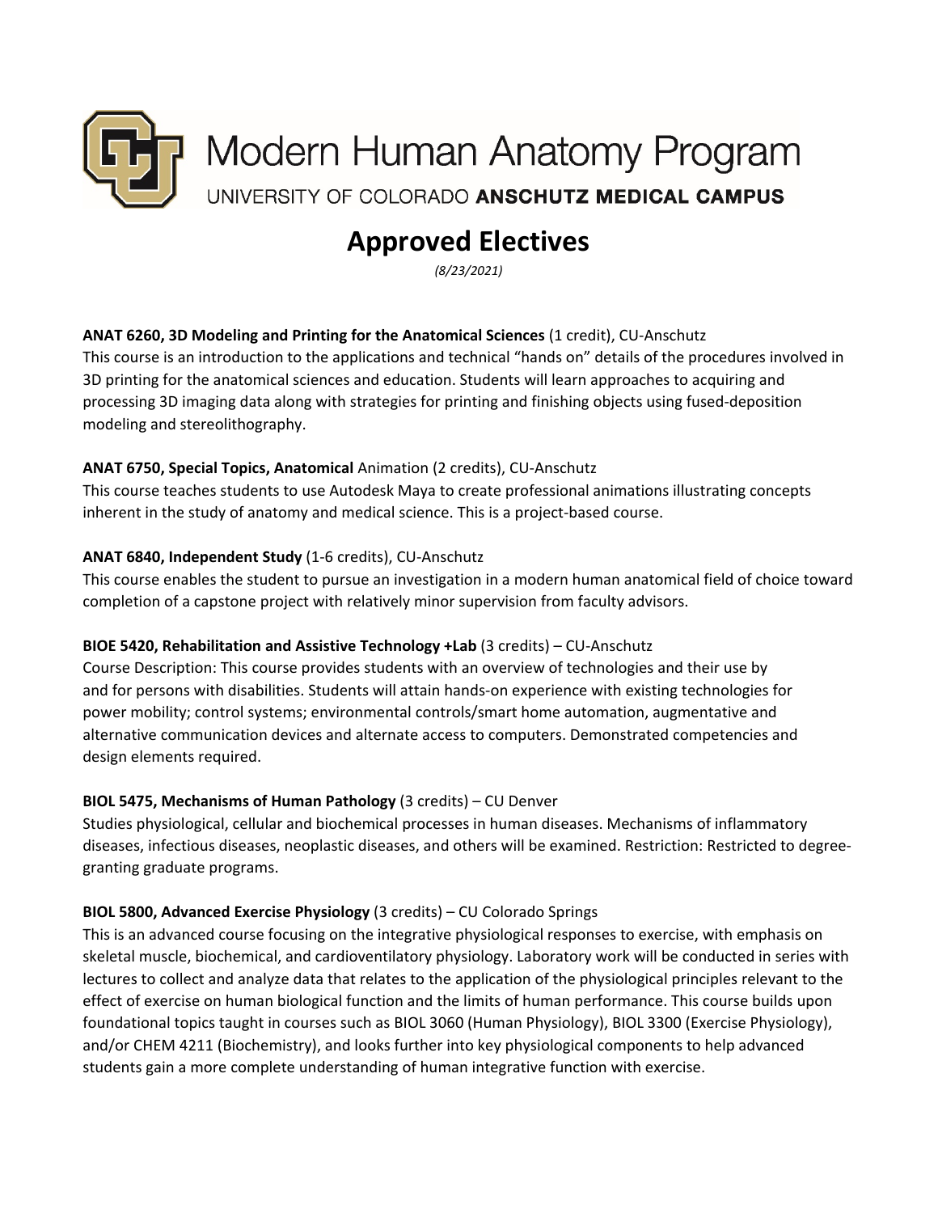Modern Human Anatomy Program

UNIVERSITY OF COLORADO **ANSCHUTZ MEDICAL CAMPUS**

# Approved Electives

*(8/23/2021)*

**ANAT 6260, 3D Modeling and Printing for the Anatomical Sciences** (1 credit), CU-Anschutz
This course is an introduction to the applications and technical "hands on" details of the procedures involved in 3D printing for the anatomical sciences and education. Students will learn approaches to acquiring and processing 3D imaging data along with strategies for printing and finishing objects using fused-deposition modeling and stereolithography.

**ANAT 6750, Special Topics, Anatomical** Animation (2 credits), CU-Anschutz
This course teaches students to use Autodesk Maya to create professional animations illustrating concepts inherent in the study of anatomy and medical science. This is a project-based course.

**ANAT 6840, Independent Study** (1-6 credits), CU-Anschutz
This course enables the student to pursue an investigation in a modern human anatomical field of choice toward completion of a capstone project with relatively minor supervision from faculty advisors.

**BIOE 5420, Rehabilitation and Assistive Technology +Lab** (3 credits) – CU-Anschutz
Course Description: This course provides students with an overview of technologies and their use by and for persons with disabilities. Students will attain hands-on experience with existing technologies for power mobility; control systems; environmental controls/smart home automation, augmentative and alternative communication devices and alternate access to computers. Demonstrated competencies and design elements required.

**BIOL 5475, Mechanisms of Human Pathology** (3 credits) – CU Denver
Studies physiological, cellular and biochemical processes in human diseases. Mechanisms of inflammatory diseases, infectious diseases, neoplastic diseases, and others will be examined. Restriction: Restricted to degree-granting graduate programs.

**BIOL 5800, Advanced Exercise Physiology** (3 credits) – CU Colorado Springs
This is an advanced course focusing on the integrative physiological responses to exercise, with emphasis on skeletal muscle, biochemical, and cardioventilatory physiology. Laboratory work will be conducted in series with lectures to collect and analyze data that relates to the application of the physiological principles relevant to the effect of exercise on human biological function and the limits of human performance. This course builds upon foundational topics taught in courses such as BIOL 3060 (Human Physiology), BIOL 3300 (Exercise Physiology), and/or CHEM 4211 (Biochemistry), and looks further into key physiological components to help advanced students gain a more complete understanding of human integrative function with exercise.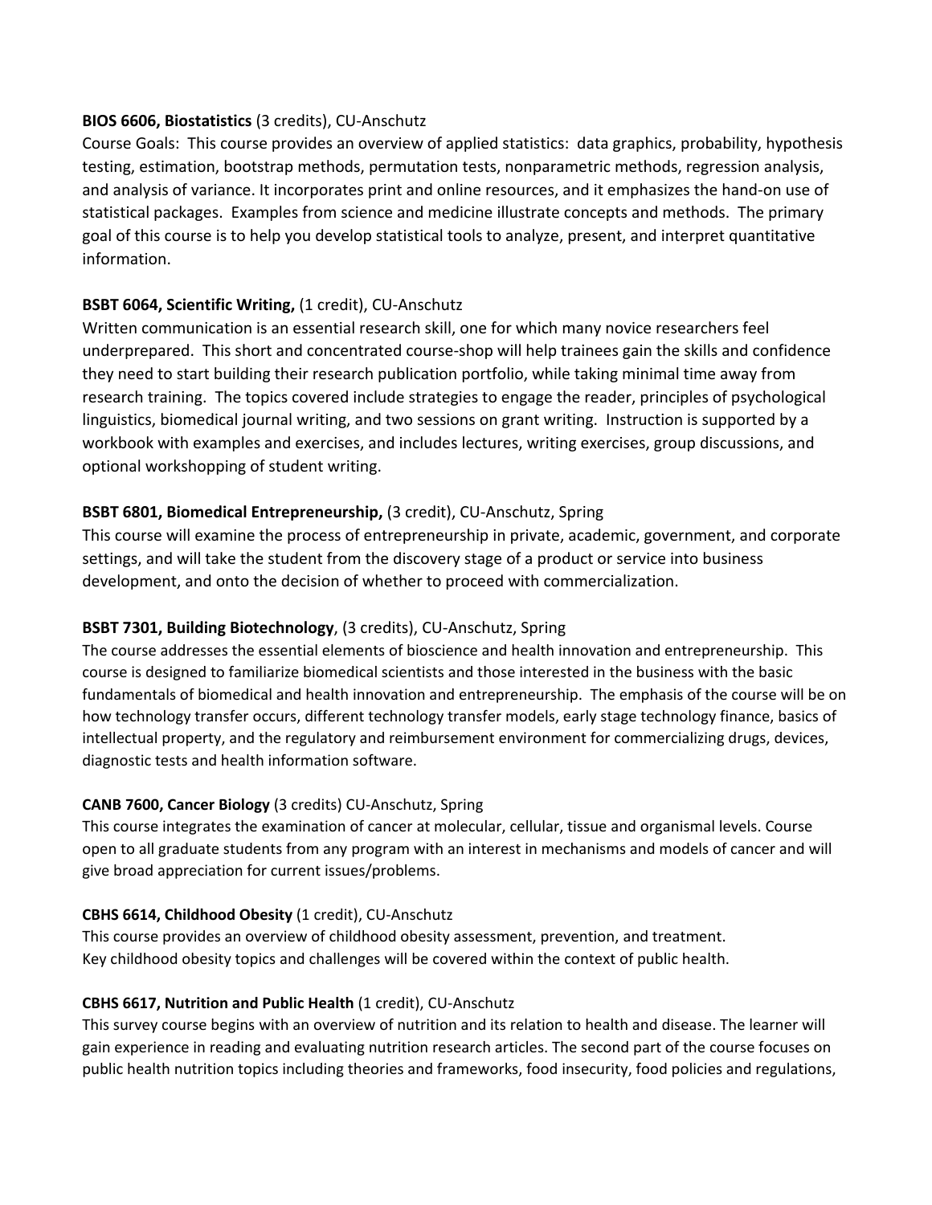**BIOS 6606, Biostatistics** (3 credits), CU-Anschutz
Course Goals: This course provides an overview of applied statistics: data graphics, probability, hypothesis testing, estimation, bootstrap methods, permutation tests, nonparametric methods, regression analysis, and analysis of variance. It incorporates print and online resources, and it emphasizes the hand-on use of statistical packages. Examples from science and medicine illustrate concepts and methods. The primary goal of this course is to help you develop statistical tools to analyze, present, and interpret quantitative information.

**BSBT 6064, Scientific Writing,** (1 credit), CU-Anschutz
Written communication is an essential research skill, one for which many novice researchers feel underprepared. This short and concentrated course-shop will help trainees gain the skills and confidence they need to start building their research publication portfolio, while taking minimal time away from research training. The topics covered include strategies to engage the reader, principles of psychological linguistics, biomedical journal writing, and two sessions on grant writing. Instruction is supported by a workbook with examples and exercises, and includes lectures, writing exercises, group discussions, and optional workshopping of student writing.

**BSBT 6801, Biomedical Entrepreneurship,** (3 credit), CU-Anschutz, Spring
This course will examine the process of entrepreneurship in private, academic, government, and corporate settings, and will take the student from the discovery stage of a product or service into business development, and onto the decision of whether to proceed with commercialization.

**BSBT 7301, Building Biotechnology**, (3 credits), CU-Anschutz, Spring
The course addresses the essential elements of bioscience and health innovation and entrepreneurship. This course is designed to familiarize biomedical scientists and those interested in the business with the basic fundamentals of biomedical and health innovation and entrepreneurship. The emphasis of the course will be on how technology transfer occurs, different technology transfer models, early stage technology finance, basics of intellectual property, and the regulatory and reimbursement environment for commercializing drugs, devices, diagnostic tests and health information software.

**CANB 7600, Cancer Biology** (3 credits) CU-Anschutz, Spring
This course integrates the examination of cancer at molecular, cellular, tissue and organismal levels. Course open to all graduate students from any program with an interest in mechanisms and models of cancer and will give broad appreciation for current issues/problems.

**CBHS 6614, Childhood Obesity** (1 credit), CU-Anschutz
This course provides an overview of childhood obesity assessment, prevention, and treatment. Key childhood obesity topics and challenges will be covered within the context of public health.

**CBHS 6617, Nutrition and Public Health** (1 credit), CU-Anschutz
This survey course begins with an overview of nutrition and its relation to health and disease. The learner will gain experience in reading and evaluating nutrition research articles. The second part of the course focuses on public health nutrition topics including theories and frameworks, food insecurity, food policies and regulations,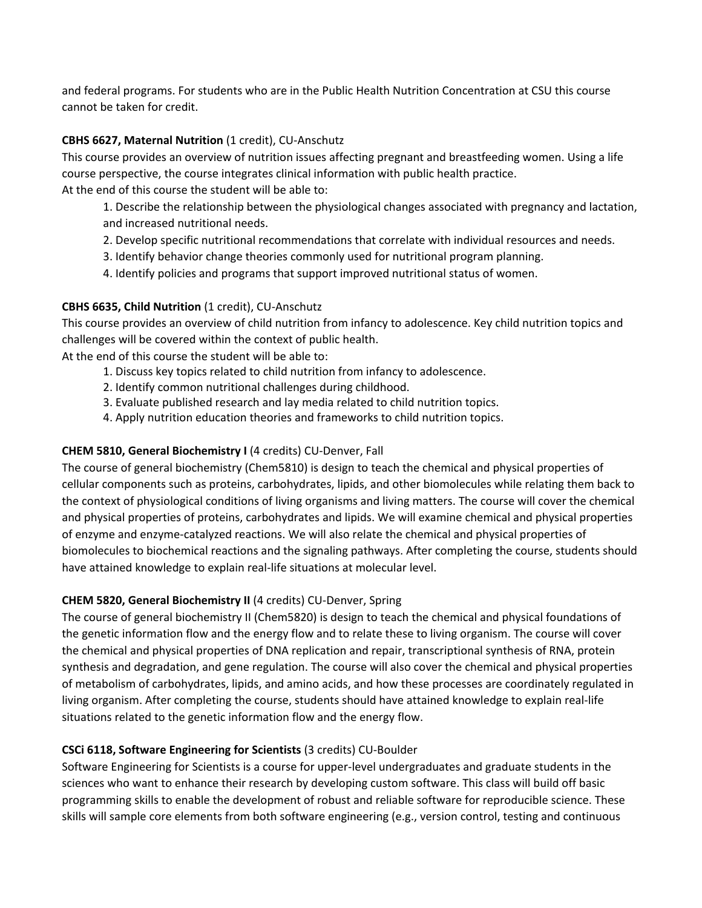and federal programs. For students who are in the Public Health Nutrition Concentration at CSU this course cannot be taken for credit.

**CBHS 6627, Maternal Nutrition** (1 credit), CU-Anschutz
This course provides an overview of nutrition issues affecting pregnant and breastfeeding women. Using a life course perspective, the course integrates clinical information with public health practice.
At the end of this course the student will be able to:

1. Describe the relationship between the physiological changes associated with pregnancy and lactation, and increased nutritional needs.
2. Develop specific nutritional recommendations that correlate with individual resources and needs.
3. Identify behavior change theories commonly used for nutritional program planning.
4. Identify policies and programs that support improved nutritional status of women.

**CBHS 6635, Child Nutrition** (1 credit), CU-Anschutz
This course provides an overview of child nutrition from infancy to adolescence. Key child nutrition topics and challenges will be covered within the context of public health.
At the end of this course the student will be able to:

1. Discuss key topics related to child nutrition from infancy to adolescence.
2. Identify common nutritional challenges during childhood.
3. Evaluate published research and lay media related to child nutrition topics.
4. Apply nutrition education theories and frameworks to child nutrition topics.

**CHEM 5810, General Biochemistry I** (4 credits) CU-Denver, Fall
The course of general biochemistry (Chem5810) is design to teach the chemical and physical properties of cellular components such as proteins, carbohydrates, lipids, and other biomolecules while relating them back to the context of physiological conditions of living organisms and living matters. The course will cover the chemical and physical properties of proteins, carbohydrates and lipids. We will examine chemical and physical properties of enzyme and enzyme-catalyzed reactions. We will also relate the chemical and physical properties of biomolecules to biochemical reactions and the signaling pathways. After completing the course, students should have attained knowledge to explain real-life situations at molecular level.

**CHEM 5820, General Biochemistry II** (4 credits) CU-Denver, Spring
The course of general biochemistry II (Chem5820) is design to teach the chemical and physical foundations of the genetic information flow and the energy flow and to relate these to living organism. The course will cover the chemical and physical properties of DNA replication and repair, transcriptional synthesis of RNA, protein synthesis and degradation, and gene regulation. The course will also cover the chemical and physical properties of metabolism of carbohydrates, lipids, and amino acids, and how these processes are coordinately regulated in living organism. After completing the course, students should have attained knowledge to explain real-life situations related to the genetic information flow and the energy flow.

**CSCi 6118, Software Engineering for Scientists** (3 credits) CU-Boulder
Software Engineering for Scientists is a course for upper-level undergraduates and graduate students in the sciences who want to enhance their research by developing custom software. This class will build off basic programming skills to enable the development of robust and reliable software for reproducible science. These skills will sample core elements from both software engineering (e.g., version control, testing and continuous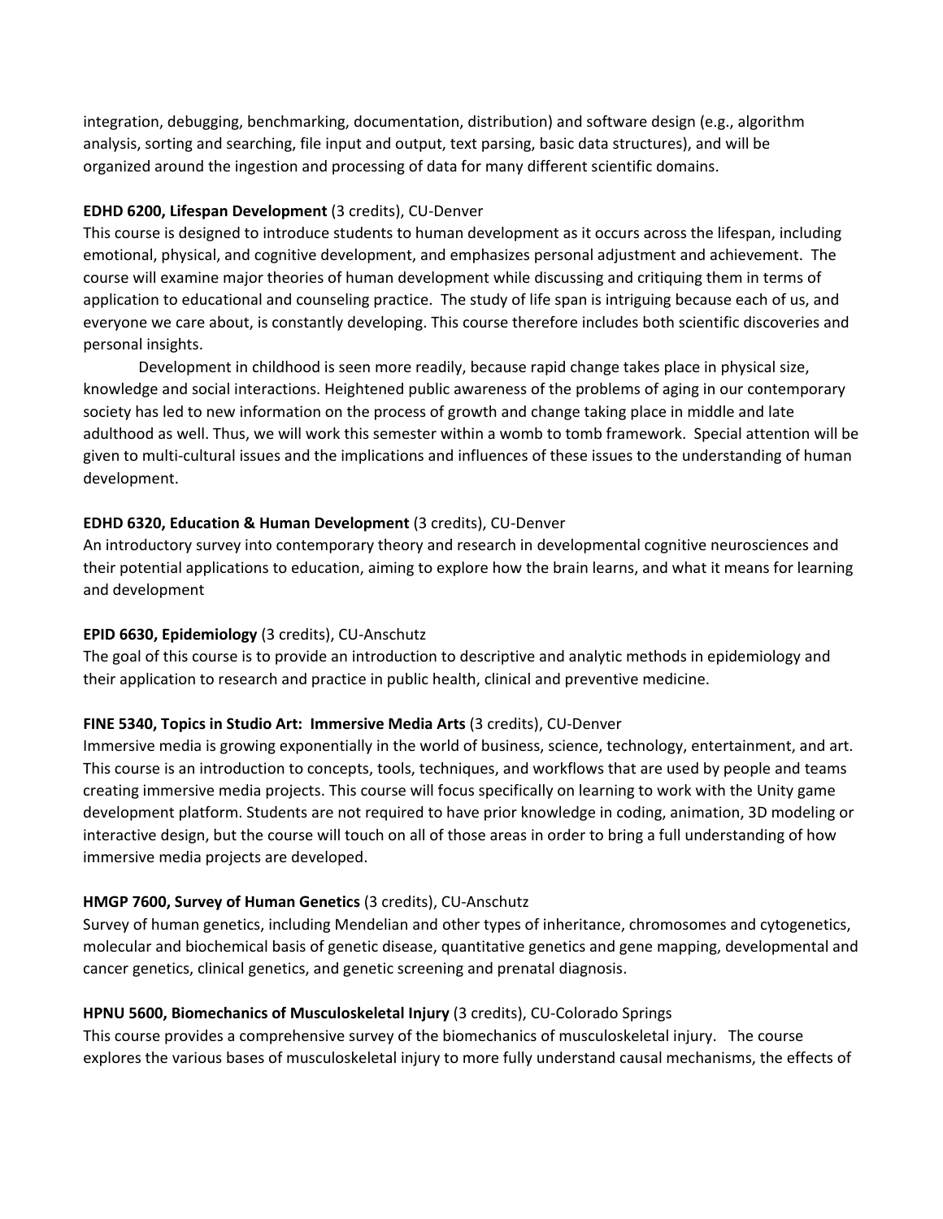integration, debugging, benchmarking, documentation, distribution) and software design (e.g., algorithm analysis, sorting and searching, file input and output, text parsing, basic data structures), and will be organized around the ingestion and processing of data for many different scientific domains.

**EDHD 6200, Lifespan Development** (3 credits), CU-Denver
This course is designed to introduce students to human development as it occurs across the lifespan, including emotional, physical, and cognitive development, and emphasizes personal adjustment and achievement. The course will examine major theories of human development while discussing and critiquing them in terms of application to educational and counseling practice. The study of life span is intriguing because each of us, and everyone we care about, is constantly developing. This course therefore includes both scientific discoveries and personal insights.

Development in childhood is seen more readily, because rapid change takes place in physical size, knowledge and social interactions. Heightened public awareness of the problems of aging in our contemporary society has led to new information on the process of growth and change taking place in middle and late adulthood as well. Thus, we will work this semester within a womb to tomb framework. Special attention will be given to multi-cultural issues and the implications and influences of these issues to the understanding of human development.

**EDHD 6320, Education & Human Development** (3 credits), CU-Denver
An introductory survey into contemporary theory and research in developmental cognitive neurosciences and their potential applications to education, aiming to explore how the brain learns, and what it means for learning and development

**EPID 6630, Epidemiology** (3 credits), CU-Anschutz
The goal of this course is to provide an introduction to descriptive and analytic methods in epidemiology and their application to research and practice in public health, clinical and preventive medicine.

**FINE 5340, Topics in Studio Art: Immersive Media Arts** (3 credits), CU-Denver
Immersive media is growing exponentially in the world of business, science, technology, entertainment, and art. This course is an introduction to concepts, tools, techniques, and workflows that are used by people and teams creating immersive media projects. This course will focus specifically on learning to work with the Unity game development platform. Students are not required to have prior knowledge in coding, animation, 3D modeling or interactive design, but the course will touch on all of those areas in order to bring a full understanding of how immersive media projects are developed.

**HMGP 7600, Survey of Human Genetics** (3 credits), CU-Anschutz
Survey of human genetics, including Mendelian and other types of inheritance, chromosomes and cytogenetics, molecular and biochemical basis of genetic disease, quantitative genetics and gene mapping, developmental and cancer genetics, clinical genetics, and genetic screening and prenatal diagnosis.

**HPNU 5600, Biomechanics of Musculoskeletal Injury** (3 credits), CU-Colorado Springs
This course provides a comprehensive survey of the biomechanics of musculoskeletal injury. The course explores the various bases of musculoskeletal injury to more fully understand causal mechanisms, the effects of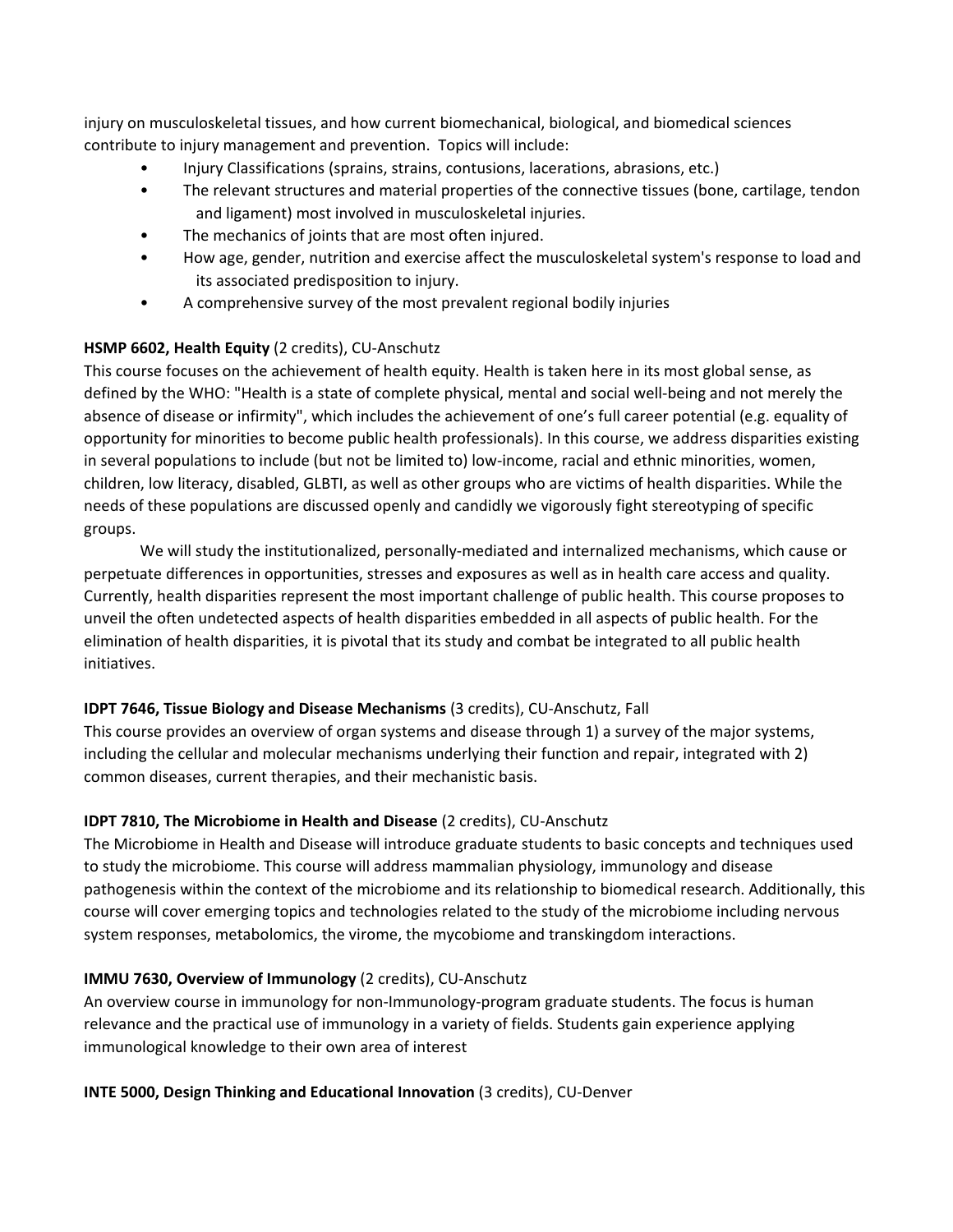injury on musculoskeletal tissues, and how current biomechanical, biological, and biomedical sciences contribute to injury management and prevention. Topics will include:

- Injury Classifications (sprains, strains, contusions, lacerations, abrasions, etc.)
- The relevant structures and material properties of the connective tissues (bone, cartilage, tendon and ligament) most involved in musculoskeletal injuries.
- The mechanics of joints that are most often injured.
- How age, gender, nutrition and exercise affect the musculoskeletal system's response to load and its associated predisposition to injury.
- A comprehensive survey of the most prevalent regional bodily injuries

**HSMP 6602, Health Equity** (2 credits), CU-Anschutz

This course focuses on the achievement of health equity. Health is taken here in its most global sense, as defined by the WHO: "Health is a state of complete physical, mental and social well-being and not merely the absence of disease or infirmity", which includes the achievement of one's full career potential (e.g. equality of opportunity for minorities to become public health professionals). In this course, we address disparities existing in several populations to include (but not be limited to) low-income, racial and ethnic minorities, women, children, low literacy, disabled, GLBTI, as well as other groups who are victims of health disparities. While the needs of these populations are discussed openly and candidly we vigorously fight stereotyping of specific groups.

We will study the institutionalized, personally-mediated and internalized mechanisms, which cause or perpetuate differences in opportunities, stresses and exposures as well as in health care access and quality. Currently, health disparities represent the most important challenge of public health. This course proposes to unveil the often undetected aspects of health disparities embedded in all aspects of public health. For the elimination of health disparities, it is pivotal that its study and combat be integrated to all public health initiatives.

**IDPT 7646, Tissue Biology and Disease Mechanisms** (3 credits), CU-Anschutz, Fall

This course provides an overview of organ systems and disease through 1) a survey of the major systems, including the cellular and molecular mechanisms underlying their function and repair, integrated with 2) common diseases, current therapies, and their mechanistic basis.

**IDPT 7810, The Microbiome in Health and Disease** (2 credits), CU-Anschutz

The Microbiome in Health and Disease will introduce graduate students to basic concepts and techniques used to study the microbiome. This course will address mammalian physiology, immunology and disease pathogenesis within the context of the microbiome and its relationship to biomedical research. Additionally, this course will cover emerging topics and technologies related to the study of the microbiome including nervous system responses, metabolomics, the virome, the mycobiome and transkingdom interactions.

**IMMU 7630, Overview of Immunology** (2 credits), CU-Anschutz

An overview course in immunology for non-Immunology-program graduate students. The focus is human relevance and the practical use of immunology in a variety of fields. Students gain experience applying immunological knowledge to their own area of interest

**INTE 5000, Design Thinking and Educational Innovation** (3 credits), CU-Denver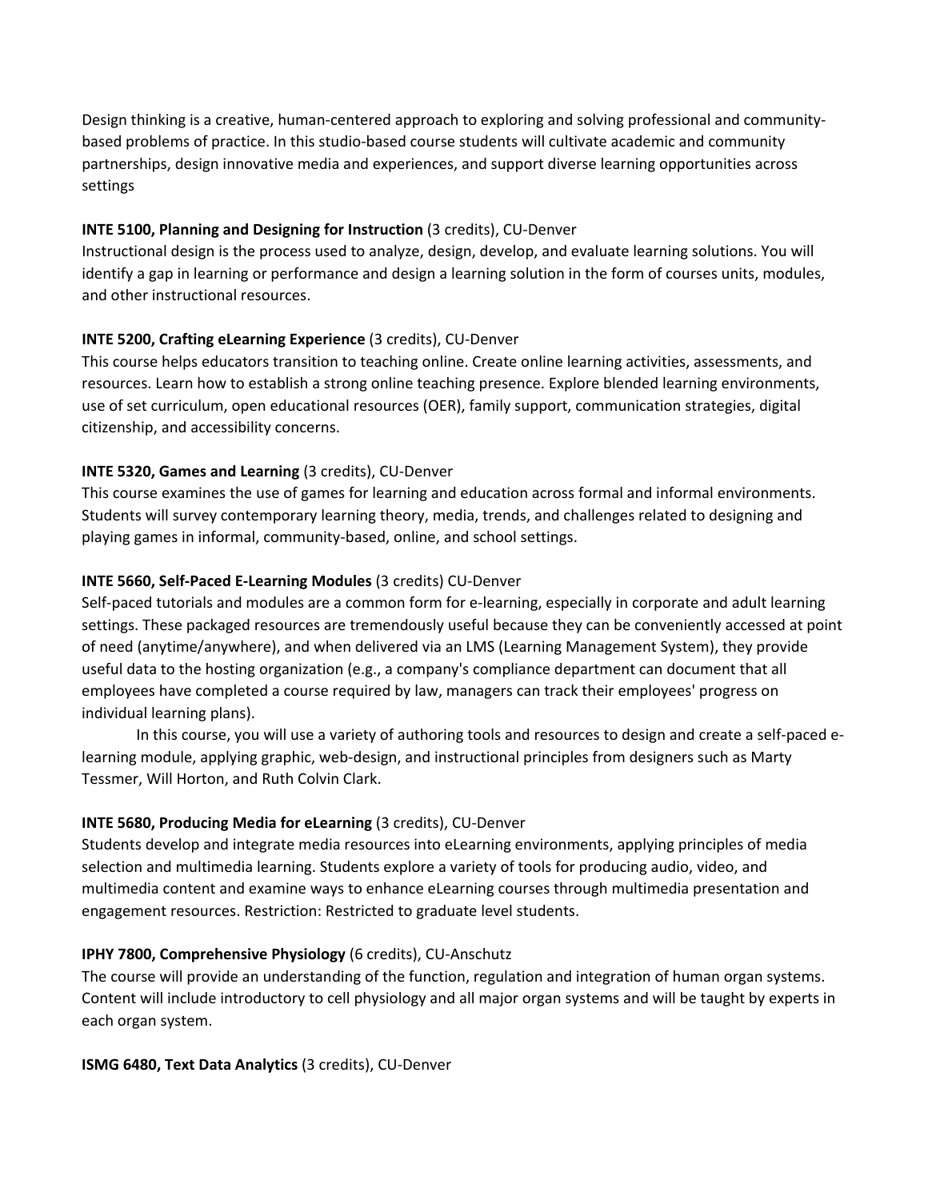Design thinking is a creative, human-centered approach to exploring and solving professional and community-based problems of practice. In this studio-based course students will cultivate academic and community partnerships, design innovative media and experiences, and support diverse learning opportunities across settings

**INTE 5100, Planning and Designing for Instruction** (3 credits), CU-Denver
Instructional design is the process used to analyze, design, develop, and evaluate learning solutions. You will identify a gap in learning or performance and design a learning solution in the form of courses units, modules, and other instructional resources.

**INTE 5200, Crafting eLearning Experience** (3 credits), CU-Denver
This course helps educators transition to teaching online. Create online learning activities, assessments, and resources. Learn how to establish a strong online teaching presence. Explore blended learning environments, use of set curriculum, open educational resources (OER), family support, communication strategies, digital citizenship, and accessibility concerns.

**INTE 5320, Games and Learning** (3 credits), CU-Denver
This course examines the use of games for learning and education across formal and informal environments. Students will survey contemporary learning theory, media, trends, and challenges related to designing and playing games in informal, community-based, online, and school settings.

**INTE 5660, Self-Paced E-Learning Modules** (3 credits) CU-Denver
Self-paced tutorials and modules are a common form for e-learning, especially in corporate and adult learning settings. These packaged resources are tremendously useful because they can be conveniently accessed at point of need (anytime/anywhere), and when delivered via an LMS (Learning Management System), they provide useful data to the hosting organization (e.g., a company's compliance department can document that all employees have completed a course required by law, managers can track their employees' progress on individual learning plans).

In this course, you will use a variety of authoring tools and resources to design and create a self-paced e-learning module, applying graphic, web-design, and instructional principles from designers such as Marty Tessmer, Will Horton, and Ruth Colvin Clark.

**INTE 5680, Producing Media for eLearning** (3 credits), CU-Denver
Students develop and integrate media resources into eLearning environments, applying principles of media selection and multimedia learning. Students explore a variety of tools for producing audio, video, and multimedia content and examine ways to enhance eLearning courses through multimedia presentation and engagement resources. Restriction: Restricted to graduate level students.

**IPHY 7800, Comprehensive Physiology** (6 credits), CU-Anschutz
The course will provide an understanding of the function, regulation and integration of human organ systems. Content will include introductory to cell physiology and all major organ systems and will be taught by experts in each organ system.

**ISMG 6480, Text Data Analytics** (3 credits), CU-Denver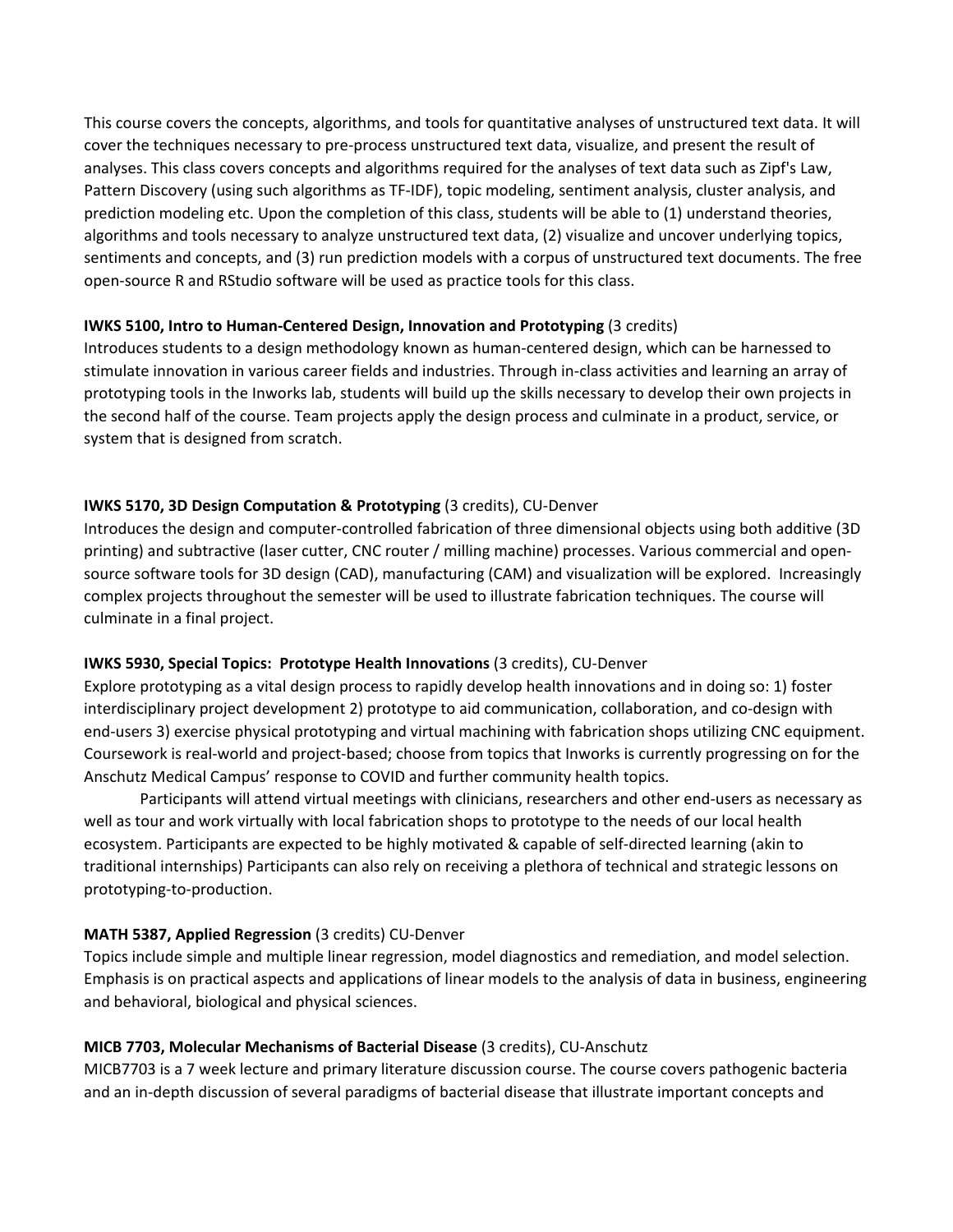This course covers the concepts, algorithms, and tools for quantitative analyses of unstructured text data. It will cover the techniques necessary to pre-process unstructured text data, visualize, and present the result of analyses. This class covers concepts and algorithms required for the analyses of text data such as Zipf's Law, Pattern Discovery (using such algorithms as TF-IDF), topic modeling, sentiment analysis, cluster analysis, and prediction modeling etc. Upon the completion of this class, students will be able to (1) understand theories, algorithms and tools necessary to analyze unstructured text data, (2) visualize and uncover underlying topics, sentiments and concepts, and (3) run prediction models with a corpus of unstructured text documents. The free open-source R and RStudio software will be used as practice tools for this class.

**IWKS 5100, Intro to Human-Centered Design, Innovation and Prototyping** (3 credits)
Introduces students to a design methodology known as human-centered design, which can be harnessed to stimulate innovation in various career fields and industries. Through in-class activities and learning an array of prototyping tools in the Inworks lab, students will build up the skills necessary to develop their own projects in the second half of the course. Team projects apply the design process and culminate in a product, service, or system that is designed from scratch.

**IWKS 5170, 3D Design Computation & Prototyping** (3 credits), CU-Denver
Introduces the design and computer-controlled fabrication of three dimensional objects using both additive (3D printing) and subtractive (laser cutter, CNC router / milling machine) processes. Various commercial and open-source software tools for 3D design (CAD), manufacturing (CAM) and visualization will be explored. Increasingly complex projects throughout the semester will be used to illustrate fabrication techniques. The course will culminate in a final project.

**IWKS 5930, Special Topics: Prototype Health Innovations** (3 credits), CU-Denver
Explore prototyping as a vital design process to rapidly develop health innovations and in doing so: 1) foster interdisciplinary project development 2) prototype to aid communication, collaboration, and co-design with end-users 3) exercise physical prototyping and virtual machining with fabrication shops utilizing CNC equipment. Coursework is real-world and project-based; choose from topics that Inworks is currently progressing on for the Anschutz Medical Campus' response to COVID and further community health topics.

Participants will attend virtual meetings with clinicians, researchers and other end-users as necessary as well as tour and work virtually with local fabrication shops to prototype to the needs of our local health ecosystem. Participants are expected to be highly motivated & capable of self-directed learning (akin to traditional internships) Participants can also rely on receiving a plethora of technical and strategic lessons on prototyping-to-production.

**MATH 5387, Applied Regression** (3 credits) CU-Denver
Topics include simple and multiple linear regression, model diagnostics and remediation, and model selection. Emphasis is on practical aspects and applications of linear models to the analysis of data in business, engineering and behavioral, biological and physical sciences.

**MICB 7703, Molecular Mechanisms of Bacterial Disease** (3 credits), CU-Anschutz
MICB7703 is a 7 week lecture and primary literature discussion course. The course covers pathogenic bacteria and an in-depth discussion of several paradigms of bacterial disease that illustrate important concepts and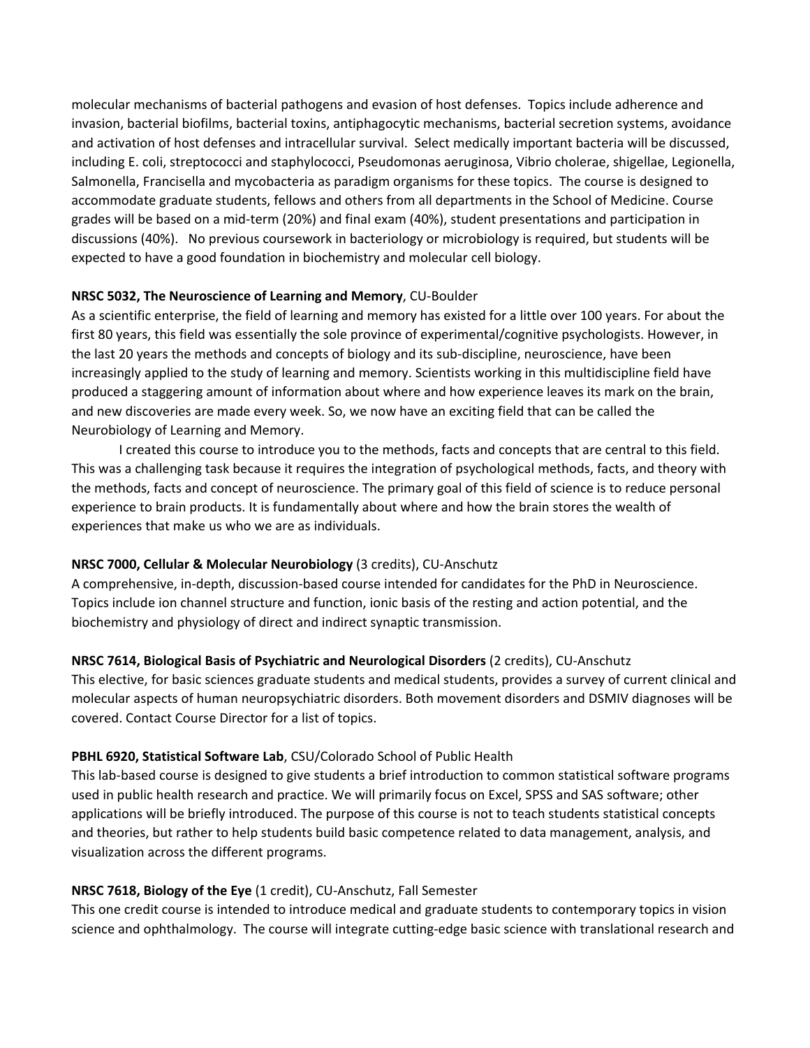molecular mechanisms of bacterial pathogens and evasion of host defenses. Topics include adherence and invasion, bacterial biofilms, bacterial toxins, antiphagocytic mechanisms, bacterial secretion systems, avoidance and activation of host defenses and intracellular survival. Select medically important bacteria will be discussed, including E. coli, streptococci and staphylococci, Pseudomonas aeruginosa, Vibrio cholerae, shigellae, Legionella, Salmonella, Francisella and mycobacteria as paradigm organisms for these topics. The course is designed to accommodate graduate students, fellows and others from all departments in the School of Medicine. Course grades will be based on a mid-term (20%) and final exam (40%), student presentations and participation in discussions (40%). No previous coursework in bacteriology or microbiology is required, but students will be expected to have a good foundation in biochemistry and molecular cell biology.

**NRSC 5032, The Neuroscience of Learning and Memory**, CU-Boulder
As a scientific enterprise, the field of learning and memory has existed for a little over 100 years. For about the first 80 years, this field was essentially the sole province of experimental/cognitive psychologists. However, in the last 20 years the methods and concepts of biology and its sub-discipline, neuroscience, have been increasingly applied to the study of learning and memory. Scientists working in this multidiscipline field have produced a staggering amount of information about where and how experience leaves its mark on the brain, and new discoveries are made every week. So, we now have an exciting field that can be called the Neurobiology of Learning and Memory.

I created this course to introduce you to the methods, facts and concepts that are central to this field. This was a challenging task because it requires the integration of psychological methods, facts, and theory with the methods, facts and concept of neuroscience. The primary goal of this field of science is to reduce personal experience to brain products. It is fundamentally about where and how the brain stores the wealth of experiences that make us who we are as individuals.

**NRSC 7000, Cellular & Molecular Neurobiology** (3 credits), CU-Anschutz
A comprehensive, in-depth, discussion-based course intended for candidates for the PhD in Neuroscience. Topics include ion channel structure and function, ionic basis of the resting and action potential, and the biochemistry and physiology of direct and indirect synaptic transmission.

**NRSC 7614, Biological Basis of Psychiatric and Neurological Disorders** (2 credits), CU-Anschutz
This elective, for basic sciences graduate students and medical students, provides a survey of current clinical and molecular aspects of human neuropsychiatric disorders. Both movement disorders and DSMIV diagnoses will be covered. Contact Course Director for a list of topics.

**PBHL 6920, Statistical Software Lab**, CSU/Colorado School of Public Health
This lab-based course is designed to give students a brief introduction to common statistical software programs used in public health research and practice. We will primarily focus on Excel, SPSS and SAS software; other applications will be briefly introduced. The purpose of this course is not to teach students statistical concepts and theories, but rather to help students build basic competence related to data management, analysis, and visualization across the different programs.

**NRSC 7618, Biology of the Eye** (1 credit), CU-Anschutz, Fall Semester
This one credit course is intended to introduce medical and graduate students to contemporary topics in vision science and ophthalmology. The course will integrate cutting-edge basic science with translational research and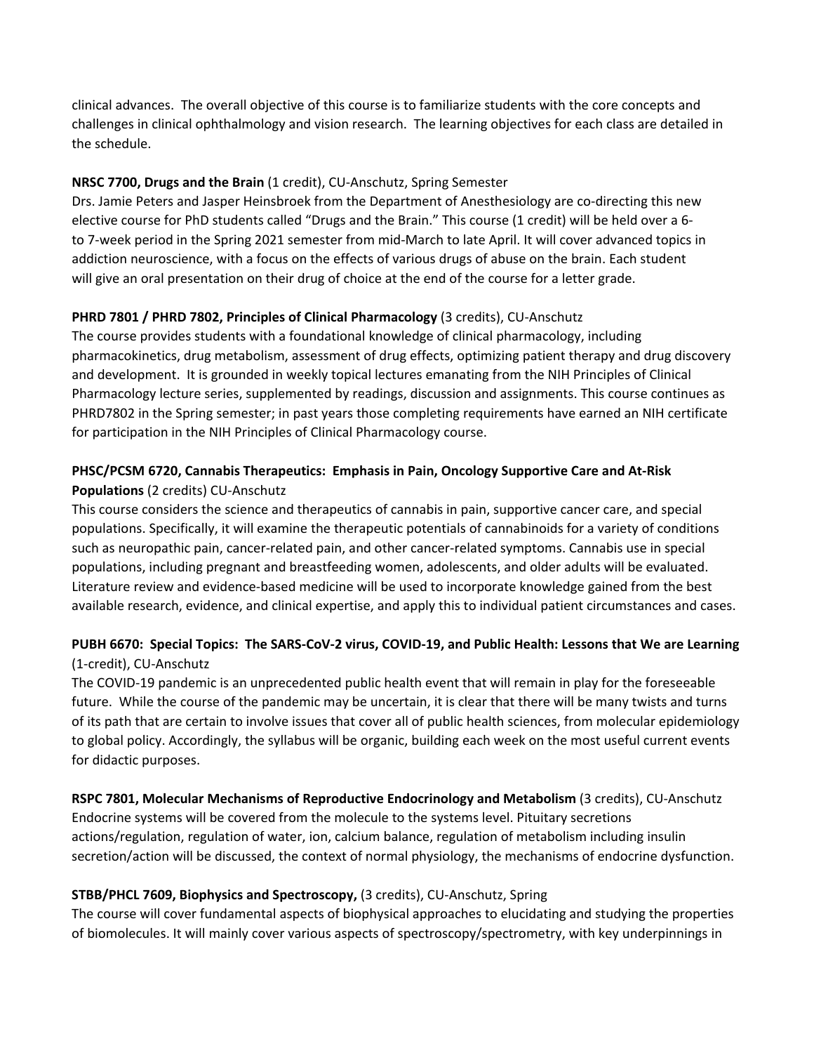clinical advances. The overall objective of this course is to familiarize students with the core concepts and challenges in clinical ophthalmology and vision research. The learning objectives for each class are detailed in the schedule.

**NRSC 7700, Drugs and the Brain** (1 credit), CU-Anschutz, Spring Semester
Drs. Jamie Peters and Jasper Heinsbroek from the Department of Anesthesiology are co-directing this new elective course for PhD students called "Drugs and the Brain." This course (1 credit) will be held over a 6- to 7-week period in the Spring 2021 semester from mid-March to late April. It will cover advanced topics in addiction neuroscience, with a focus on the effects of various drugs of abuse on the brain. Each student will give an oral presentation on their drug of choice at the end of the course for a letter grade.

**PHRD 7801 / PHRD 7802, Principles of Clinical Pharmacology** (3 credits), CU-Anschutz
The course provides students with a foundational knowledge of clinical pharmacology, including pharmacokinetics, drug metabolism, assessment of drug effects, optimizing patient therapy and drug discovery and development. It is grounded in weekly topical lectures emanating from the NIH Principles of Clinical Pharmacology lecture series, supplemented by readings, discussion and assignments. This course continues as PHRD7802 in the Spring semester; in past years those completing requirements have earned an NIH certificate for participation in the NIH Principles of Clinical Pharmacology course.

**PHSC/PCSM 6720, Cannabis Therapeutics: Emphasis in Pain, Oncology Supportive Care and At-Risk Populations** (2 credits) CU-Anschutz
This course considers the science and therapeutics of cannabis in pain, supportive cancer care, and special populations. Specifically, it will examine the therapeutic potentials of cannabinoids for a variety of conditions such as neuropathic pain, cancer-related pain, and other cancer-related symptoms. Cannabis use in special populations, including pregnant and breastfeeding women, adolescents, and older adults will be evaluated. Literature review and evidence-based medicine will be used to incorporate knowledge gained from the best available research, evidence, and clinical expertise, and apply this to individual patient circumstances and cases.

**PUBH 6670: Special Topics: The SARS-CoV-2 virus, COVID-19, and Public Health: Lessons that We are Learning** (1-credit), CU-Anschutz
The COVID-19 pandemic is an unprecedented public health event that will remain in play for the foreseeable future. While the course of the pandemic may be uncertain, it is clear that there will be many twists and turns of its path that are certain to involve issues that cover all of public health sciences, from molecular epidemiology to global policy. Accordingly, the syllabus will be organic, building each week on the most useful current events for didactic purposes.

**RSPC 7801, Molecular Mechanisms of Reproductive Endocrinology and Metabolism** (3 credits), CU-Anschutz
Endocrine systems will be covered from the molecule to the systems level. Pituitary secretions actions/regulation, regulation of water, ion, calcium balance, regulation of metabolism including insulin secretion/action will be discussed, the context of normal physiology, the mechanisms of endocrine dysfunction.

**STBB/PHCL 7609, Biophysics and Spectroscopy,** (3 credits), CU-Anschutz, Spring
The course will cover fundamental aspects of biophysical approaches to elucidating and studying the properties of biomolecules. It will mainly cover various aspects of spectroscopy/spectrometry, with key underpinnings in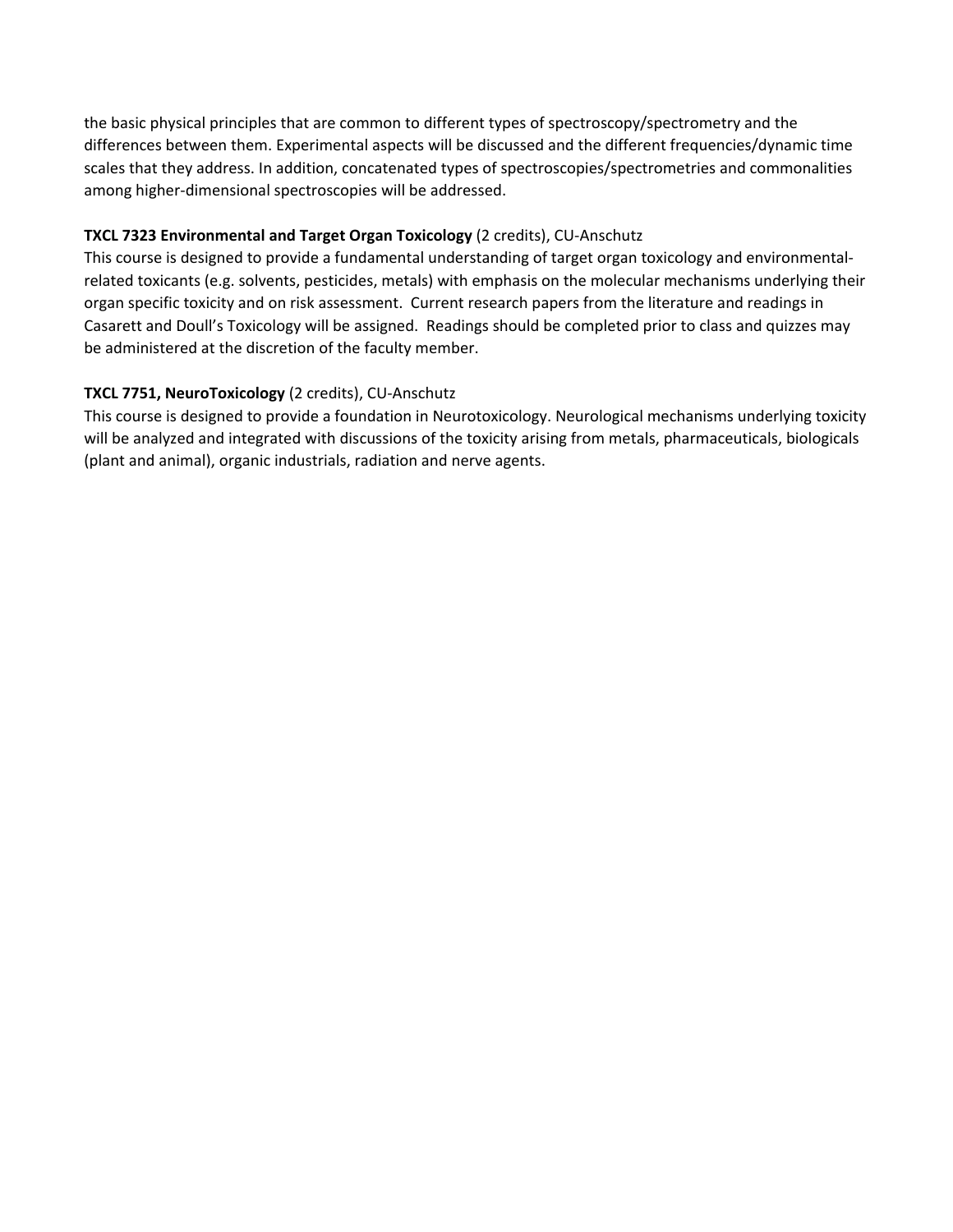the basic physical principles that are common to different types of spectroscopy/spectrometry and the differences between them. Experimental aspects will be discussed and the different frequencies/dynamic time scales that they address. In addition, concatenated types of spectroscopies/spectrometries and commonalities among higher-dimensional spectroscopies will be addressed.

**TXCL 7323 Environmental and Target Organ Toxicology** (2 credits), CU-Anschutz
This course is designed to provide a fundamental understanding of target organ toxicology and environmental-related toxicants (e.g. solvents, pesticides, metals) with emphasis on the molecular mechanisms underlying their organ specific toxicity and on risk assessment. Current research papers from the literature and readings in Casarett and Doull's Toxicology will be assigned. Readings should be completed prior to class and quizzes may be administered at the discretion of the faculty member.

**TXCL 7751, NeuroToxicology** (2 credits), CU-Anschutz
This course is designed to provide a foundation in Neurotoxicology. Neurological mechanisms underlying toxicity will be analyzed and integrated with discussions of the toxicity arising from metals, pharmaceuticals, biologicals (plant and animal), organic industrials, radiation and nerve agents.